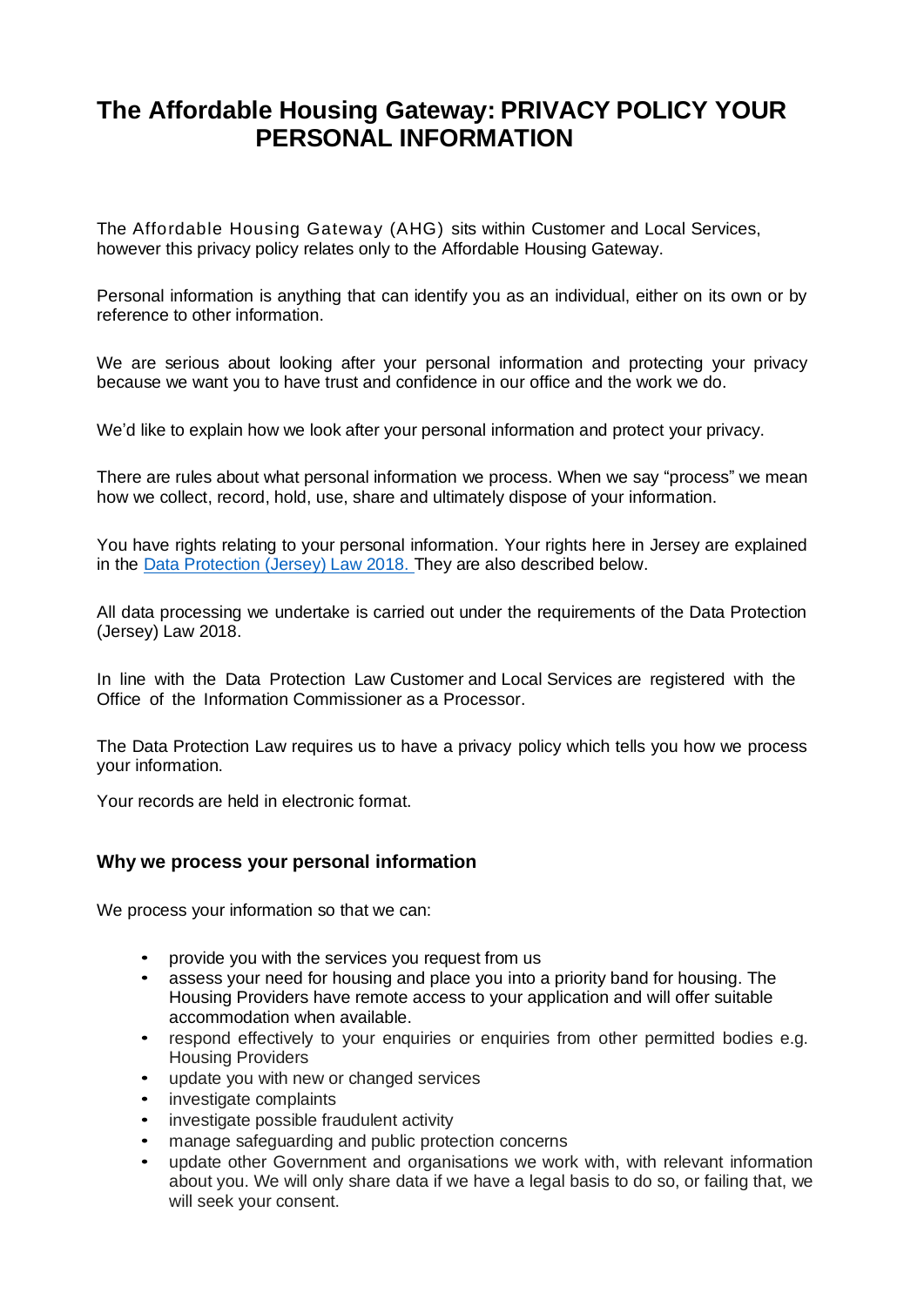# The Affordable Housing Gateway: PRIVACY POLICY YOUR PERSONAL INFORMATION

The Affordable Housing Gateway (AHG) sits within Customer and Local Services, however this privacy policy relates only to the Affordable Housing Gateway.

Personal information is anything that can identify you as an individual, either on its own or by reference to other information.

We are serious about looking after your personal information and protecting your privacy because we want you to have trust and confidence in our office and the work we do.

We'd like to explain how we look after your personal information and protect your privacy.

There are rules about what personal information we process. When we say "process" we mean how we collect, record, hold, use, share and ultimately dispose of your information.

You have rights relating to your personal information. Your rights here in Jersey are explained in the [Data Protection (Jersey) Law 2018.](Data Protection (Jersey) Law 2018) They are also described below.

All data processing we undertake is carried out under the requirements of the Data Protection (Jersey) Law 2018.

In line with the Data Protection Law Customer and Local Services are registered with the Office of the Information Commissioner as a Processor.

The Data Protection Law requires us to have a privacy policy which tells you how we process your information.

Your records are held in electronic format.

## Why we process your personal information

We process your information so that we can:

- provide you with the services you request from us
- assess your need for housing and place you into a priority band for housing. The Housing Providers have remote access to your application and will offer suitable accommodation when available.
- respond effectively to your enquiries or enquiries from other permitted bodies e.g. Housing Providers
- update you with new or changed services
- investigate complaints
- investigate possible fraudulent activity
- manage safeguarding and public protection concerns
- update other Government and organisations we work with, with relevant information about you. We will only share data if we have a legal basis to do so, or failing that, we will seek your consent.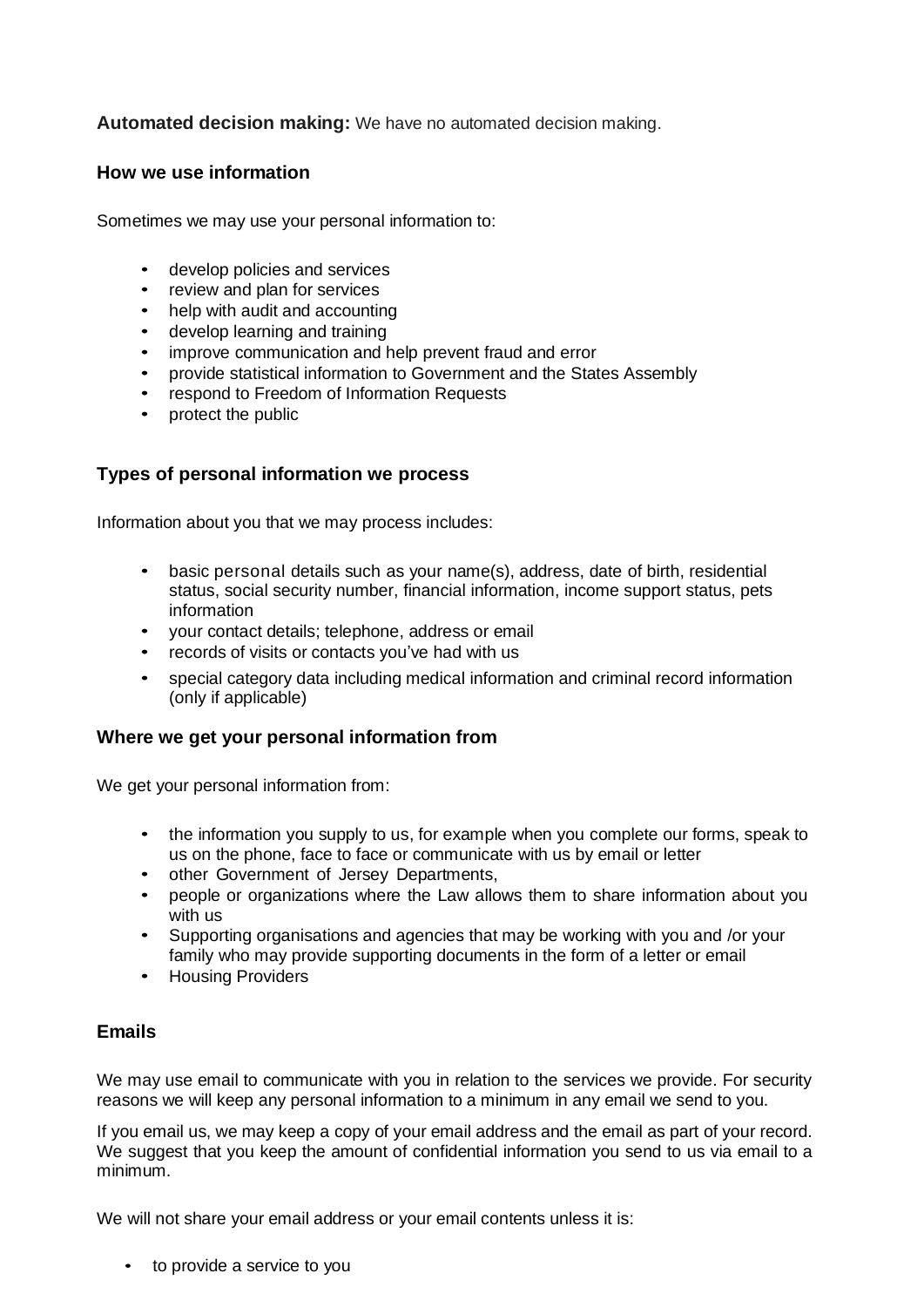**Automated decision making:** We have no automated decision making.

### How we use information

Sometimes we may use your personal information to:

- develop policies and services
- review and plan for services
- help with audit and accounting
- develop learning and training
- improve communication and help prevent fraud and error
- provide statistical information to Government and the States Assembly
- respond to Freedom of Information Requests
- protect the public

### Types of personal information we process

Information about you that we may process includes:

- basic personal details such as your name(s), address, date of birth, residential status, social security number, financial information, income support status, pets information
- your contact details; telephone, address or email
- records of visits or contacts you've had with us
- special category data including medical information and criminal record information (only if applicable)

### Where we get your personal information from

We get your personal information from:

- the information you supply to us, for example when you complete our forms, speak to us on the phone, face to face or communicate with us by email or letter
- other Government of Jersey Departments,
- people or organizations where the Law allows them to share information about you with us
- Supporting organisations and agencies that may be working with you and /or your family who may provide supporting documents in the form of a letter or email
- Housing Providers

### Emails

We may use email to communicate with you in relation to the services we provide. For security reasons we will keep any personal information to a minimum in any email we send to you.

If you email us, we may keep a copy of your email address and the email as part of your record. We suggest that you keep the amount of confidential information you send to us via email to a minimum.

We will not share your email address or your email contents unless it is:

- to provide a service to you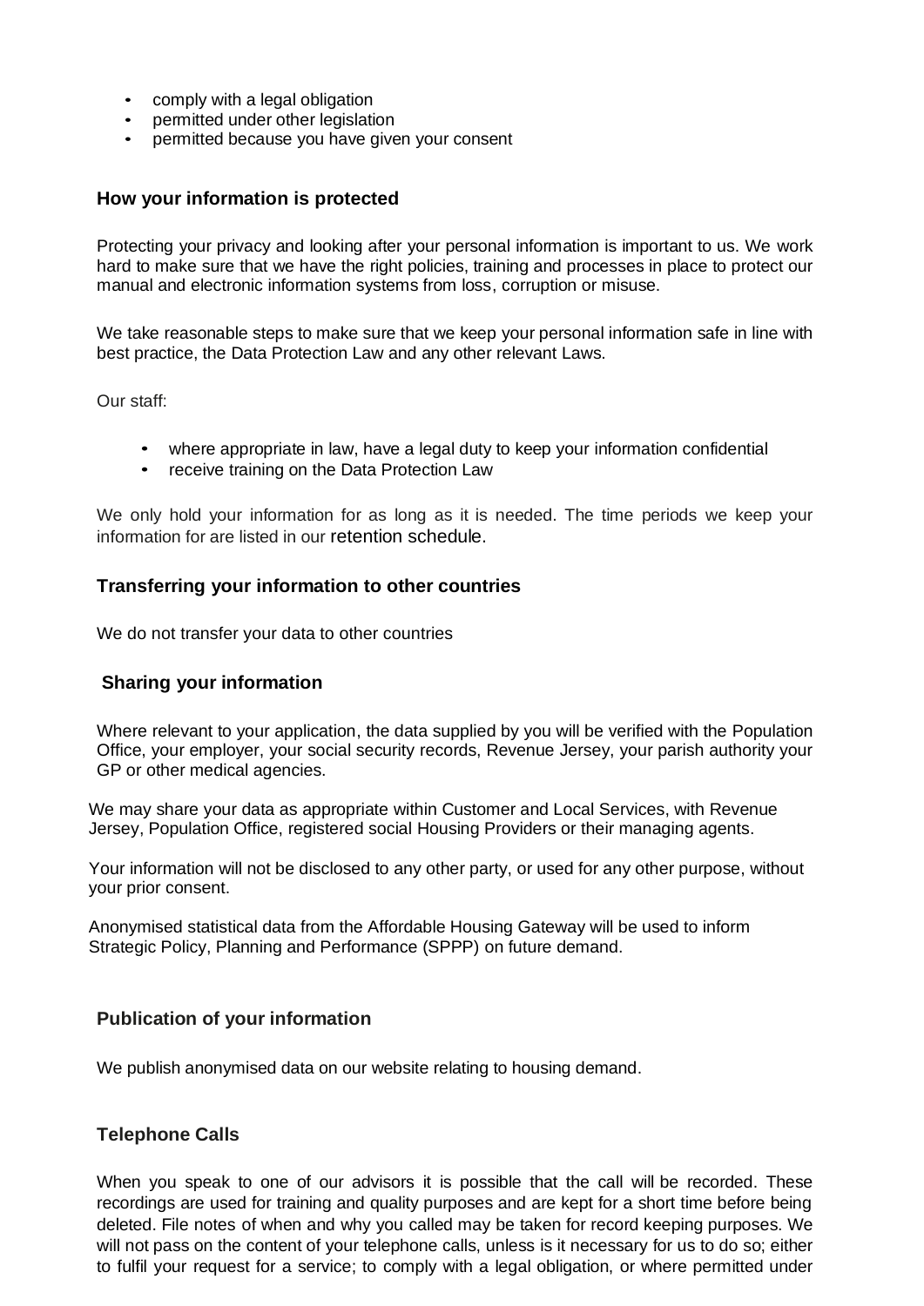- comply with a legal obligation
- permitted under other legislation
- permitted because you have given your consent

## How your information is protected

Protecting your privacy and looking after your personal information is important to us. We work hard to make sure that we have the right policies, training and processes in place to protect our manual and electronic information systems from loss, corruption or misuse.

We take reasonable steps to make sure that we keep your personal information safe in line with best practice, the Data Protection Law and any other relevant Laws.

Our staff:

- where appropriate in law, have a legal duty to keep your information confidential
- receive training on the Data Protection Law

We only hold your information for as long as it is needed. The time periods we keep your information for are listed in our retention schedule.

## Transferring your information to other countries

We do not transfer your data to other countries

## Sharing your information

Where relevant to your application, the data supplied by you will be verified with the Population Office, your employer, your social security records, Revenue Jersey, your parish authority your GP or other medical agencies.

We may share your data as appropriate within Customer and Local Services, with Revenue Jersey, Population Office, registered social Housing Providers or their managing agents.

Your information will not be disclosed to any other party, or used for any other purpose, without your prior consent.

Anonymised statistical data from the Affordable Housing Gateway will be used to inform Strategic Policy, Planning and Performance (SPPP) on future demand.

## Publication of your information

We publish anonymised data on our website relating to housing demand.

## Telephone Calls

When you speak to one of our advisors it is possible that the call will be recorded. These recordings are used for training and quality purposes and are kept for a short time before being deleted. File notes of when and why you called may be taken for record keeping purposes. We will not pass on the content of your telephone calls, unless is it necessary for us to do so; either to fulfil your request for a service; to comply with a legal obligation, or where permitted under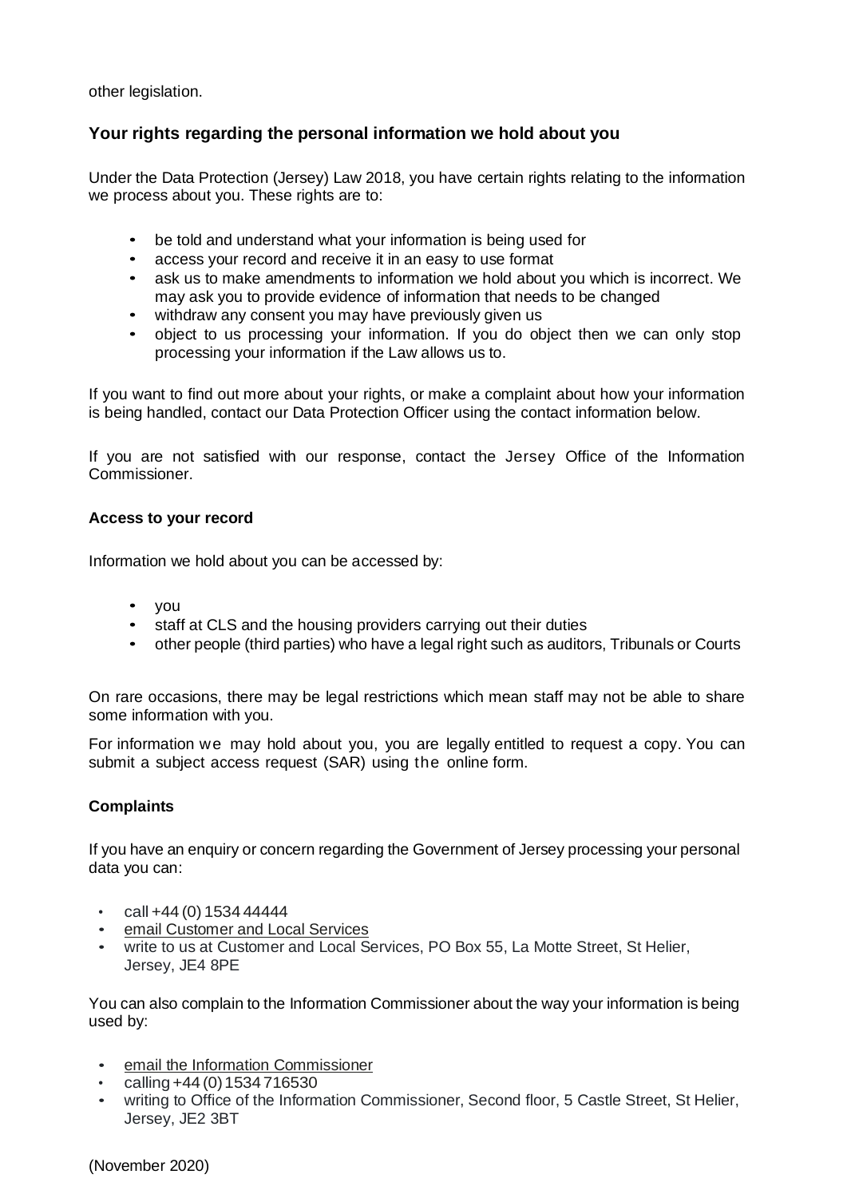other legislation.

## Your rights regarding the personal information we hold about you

Under the Data Protection (Jersey) Law 2018, you have certain rights relating to the information we process about you. These rights are to:

- be told and understand what your information is being used for
- access your record and receive it in an easy to use format
- ask us to make amendments to information we hold about you which is incorrect. We may ask you to provide evidence of information that needs to be changed
- withdraw any consent you may have previously given us
- object to us processing your information. If you do object then we can only stop processing your information if the Law allows us to.

If you want to find out more about your rights, or make a complaint about how your information is being handled, contact our Data Protection Officer using the contact information below.

If you are not satisfied with our response, contact the Jersey Office of the Information Commissioner.

### Access to your record

Information we hold about you can be accessed by:

- you
- staff at CLS and the housing providers carrying out their duties
- other people (third parties) who have a legal right such as auditors, Tribunals or Courts

On rare occasions, there may be legal restrictions which mean staff may not be able to share some information with you.

For information we may hold about you, you are legally entitled to request a copy. You can submit a subject access request (SAR) using the online form.

### Complaints

If you have an enquiry or concern regarding the Government of Jersey processing your personal data you can:

- call +44 (0) 1534 44444
- email Customer and Local Services
- write to us at Customer and Local Services, PO Box 55, La Motte Street, St Helier, Jersey, JE4 8PE

You can also complain to the Information Commissioner about the way your information is being used by:

- email the Information Commissioner
- calling +44 (0) 1534 716530
- writing to Office of the Information Commissioner, Second floor, 5 Castle Street, St Helier, Jersey, JE2 3BT

(November 2020)